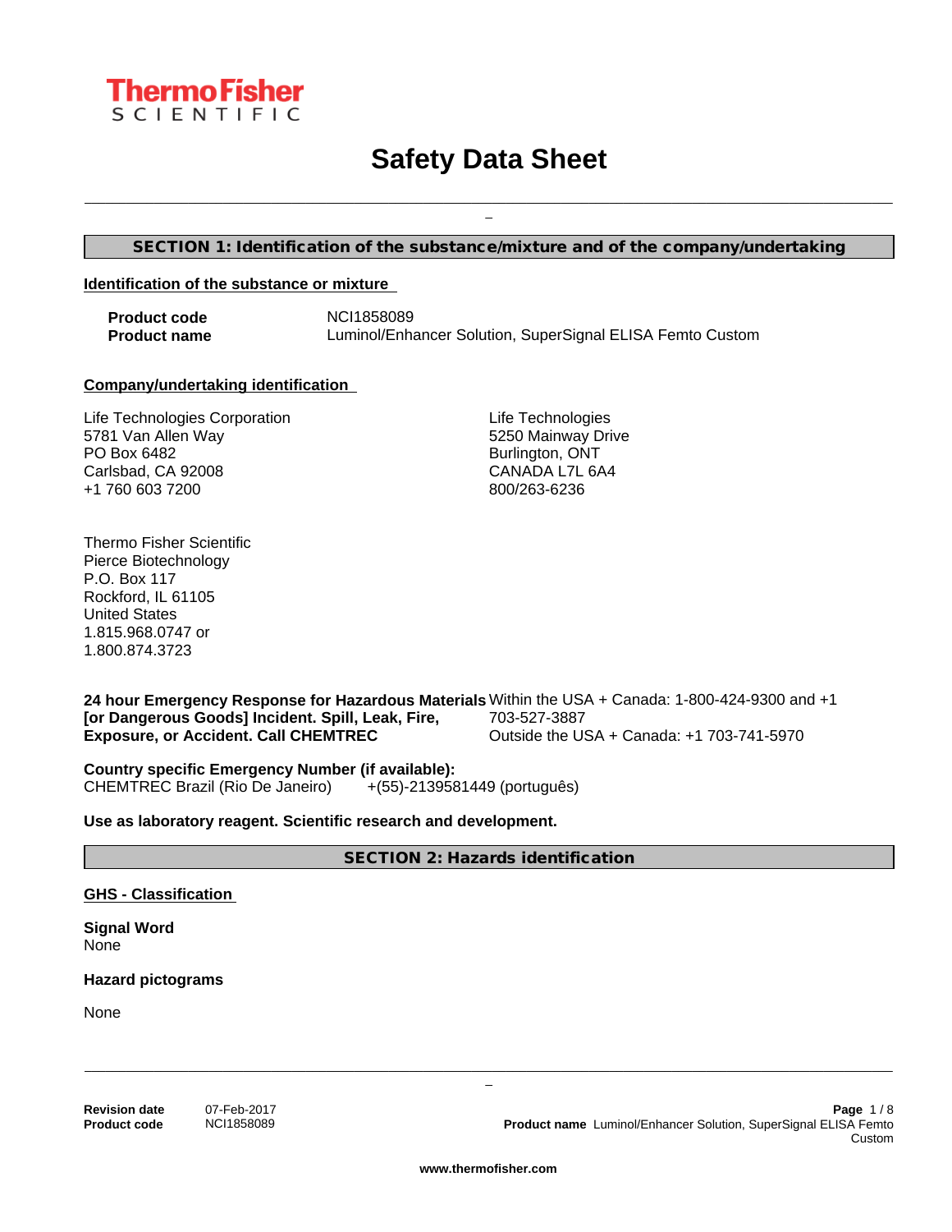# Safety Data Sheet

## SECTION 1: Identification of the substance/mixture and of the company/undertaking

### Identification of the substance or mixture

**Product code** NCI1858089
**Product name** Luminol/Enhancer Solution, SuperSignal ELISA Femto Custom

### Company/undertaking identification

Life Technologies Corporation
5781 Van Allen Way
PO Box 6482
Carlsbad, CA 92008
+1 760 603 7200

Life Technologies
5250 Mainway Drive
Burlington, ONT
CANADA L7L 6A4
800/263-6236

Thermo Fisher Scientific
Pierce Biotechnology
P.O. Box 117
Rockford, IL 61105
United States
1.815.968.0747 or
1.800.874.3723

**24 hour Emergency Response for Hazardous Materials [or Dangerous Goods] Incident. Spill, Leak, Fire, Exposure, or Accident. Call CHEMTREC**
Within the USA + Canada: 1-800-424-9300 and +1 703-527-3887
Outside the USA + Canada: +1 703-741-5970

**Country specific Emergency Number (if available):**
CHEMTREC Brazil (Rio De Janeiro) +(55)-2139581449 (português)

**Use as laboratory reagent. Scientific research and development.**

## SECTION 2: Hazards identification

### GHS - Classification

**Signal Word**
None

**Hazard pictograms**

None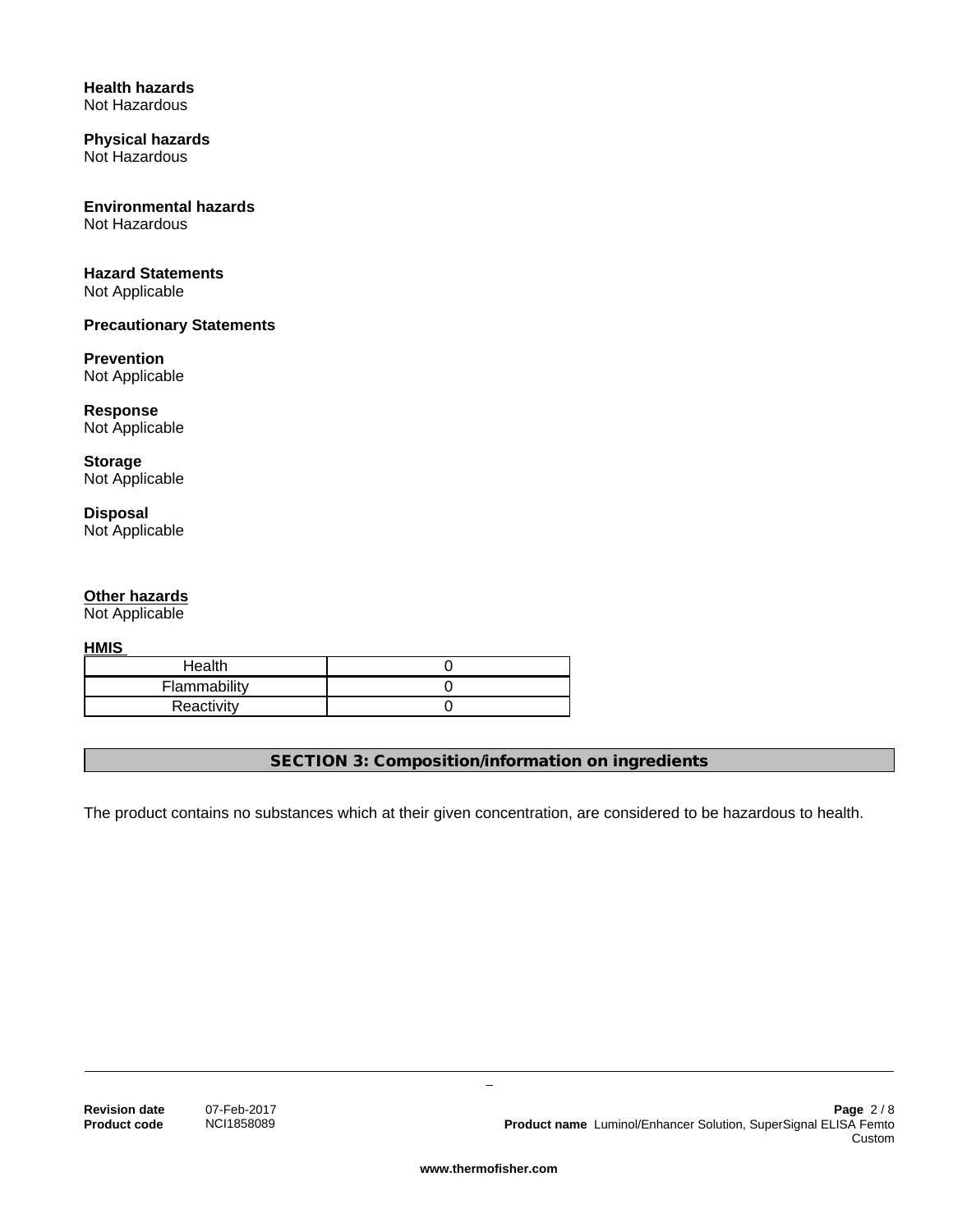**Health hazards**
Not Hazardous

**Physical hazards**
Not Hazardous

**Environmental hazards**
Not Hazardous

**Hazard Statements**
Not Applicable

**Precautionary Statements**

**Prevention**
Not Applicable

**Response**
Not Applicable

**Storage**
Not Applicable

**Disposal**
Not Applicable

**Other hazards**
Not Applicable

**HMIS**

| Health | 0 |
|---|---|
| Flammability | 0 |
| Reactivity | 0 |

## SECTION 3: Composition/information on ingredients

The product contains no substances which at their given concentration, are considered to be hazardous to health.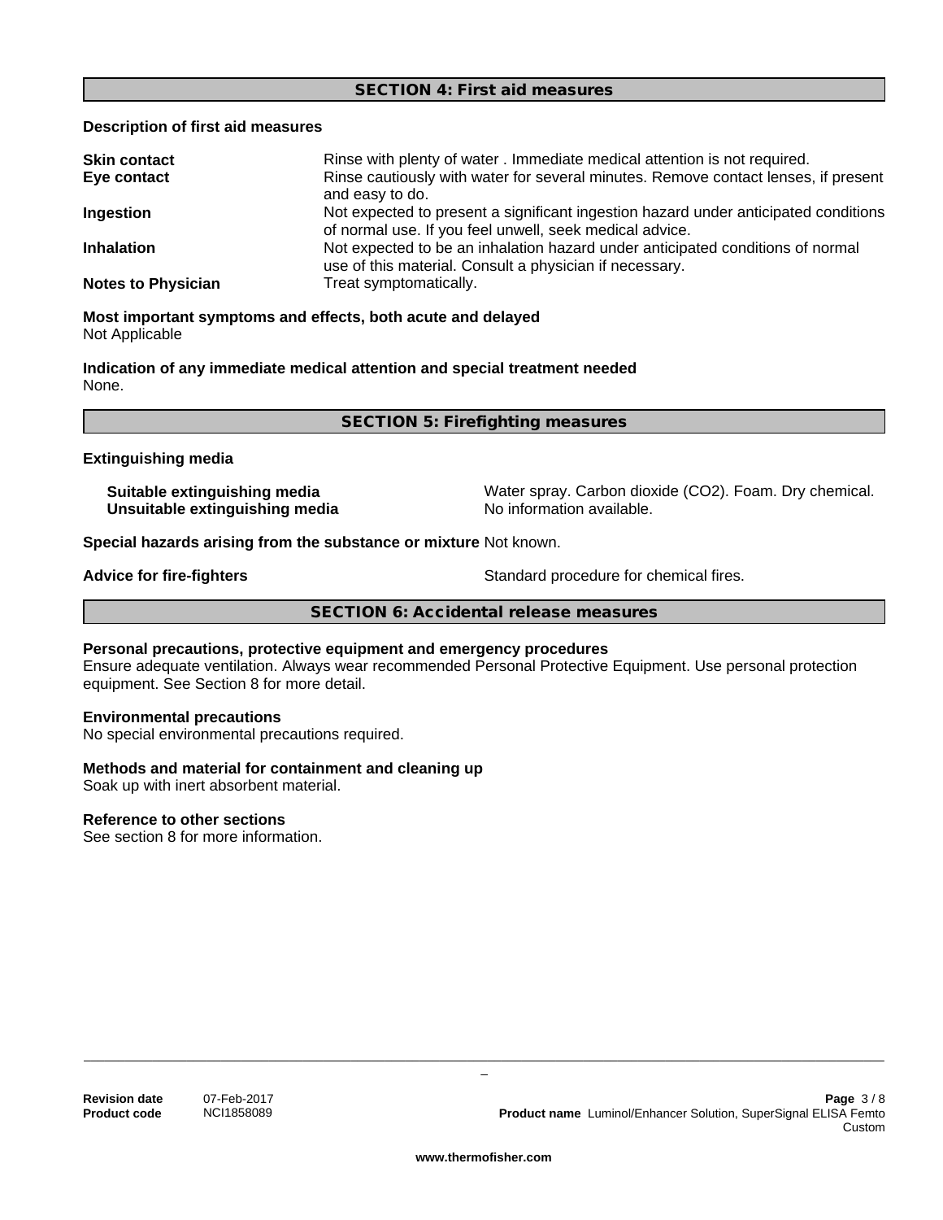## SECTION 4: First aid measures

### Description of first aid measures

| | |
|---|---|
| **Skin contact** | Rinse with plenty of water . Immediate medical attention is not required. |
| **Eye contact** | Rinse cautiously with water for several minutes. Remove contact lenses, if present and easy to do. |
| **Ingestion** | Not expected to present a significant ingestion hazard under anticipated conditions of normal use. If you feel unwell, seek medical advice. |
| **Inhalation** | Not expected to be an inhalation hazard under anticipated conditions of normal use of this material. Consult a physician if necessary. |
| **Notes to Physician** | Treat symptomatically. |

**Most important symptoms and effects, both acute and delayed**
Not Applicable

**Indication of any immediate medical attention and special treatment needed**
None.

## SECTION 5: Firefighting measures

### Extinguishing media

| | |
|---|---|
| **Suitable extinguishing media** | Water spray. Carbon dioxide ($CO_2$). Foam. Dry chemical. |
| **Unsuitable extinguishing media** | No information available. |

**Special hazards arising from the substance or mixture** Not known.

**Advice for fire-fighters** Standard procedure for chemical fires.

## SECTION 6: Accidental release measures

**Personal precautions, protective equipment and emergency procedures**
Ensure adequate ventilation. Always wear recommended Personal Protective Equipment. Use personal protection equipment. See Section 8 for more detail.

**Environmental precautions**
No special environmental precautions required.

**Methods and material for containment and cleaning up**
Soak up with inert absorbent material.

**Reference to other sections**
See section 8 for more information.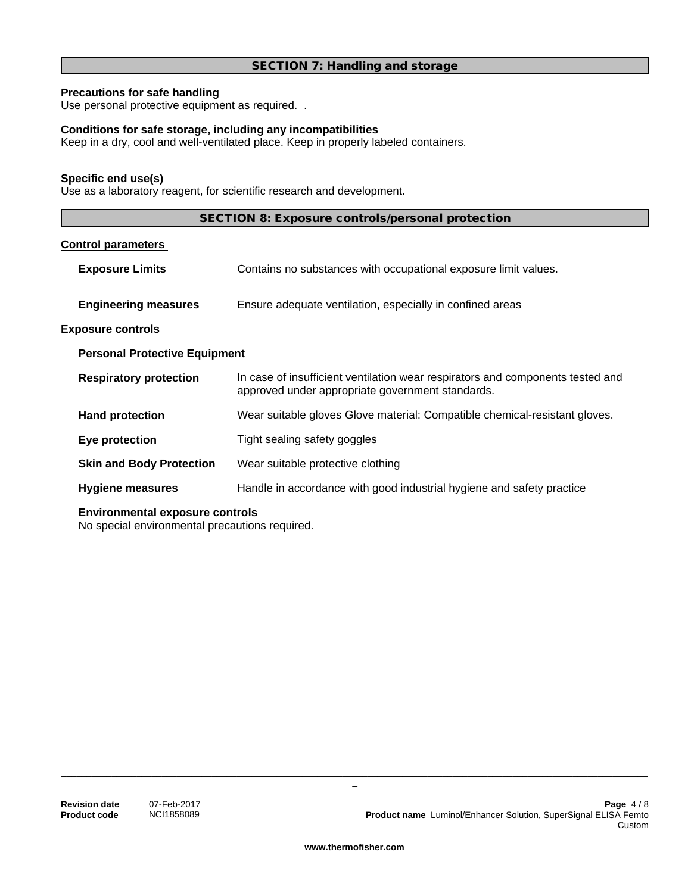## SECTION 7: Handling and storage

**Precautions for safe handling**
Use personal protective equipment as required. .

**Conditions for safe storage, including any incompatibilities**
Keep in a dry, cool and well-ventilated place. Keep in properly labeled containers.

**Specific end use(s)**
Use as a laboratory reagent, for scientific research and development.

## SECTION 8: Exposure controls/personal protection

**Control parameters**

**Exposure Limits** Contains no substances with occupational exposure limit values.

**Engineering measures** Ensure adequate ventilation, especially in confined areas

**Exposure controls**

**Personal Protective Equipment**

**Respiratory protection** In case of insufficient ventilation wear respirators and components tested and approved under appropriate government standards.

**Hand protection** Wear suitable gloves Glove material: Compatible chemical-resistant gloves.

**Eye protection** Tight sealing safety goggles

**Skin and Body Protection** Wear suitable protective clothing

**Hygiene measures** Handle in accordance with good industrial hygiene and safety practice

**Environmental exposure controls**
No special environmental precautions required.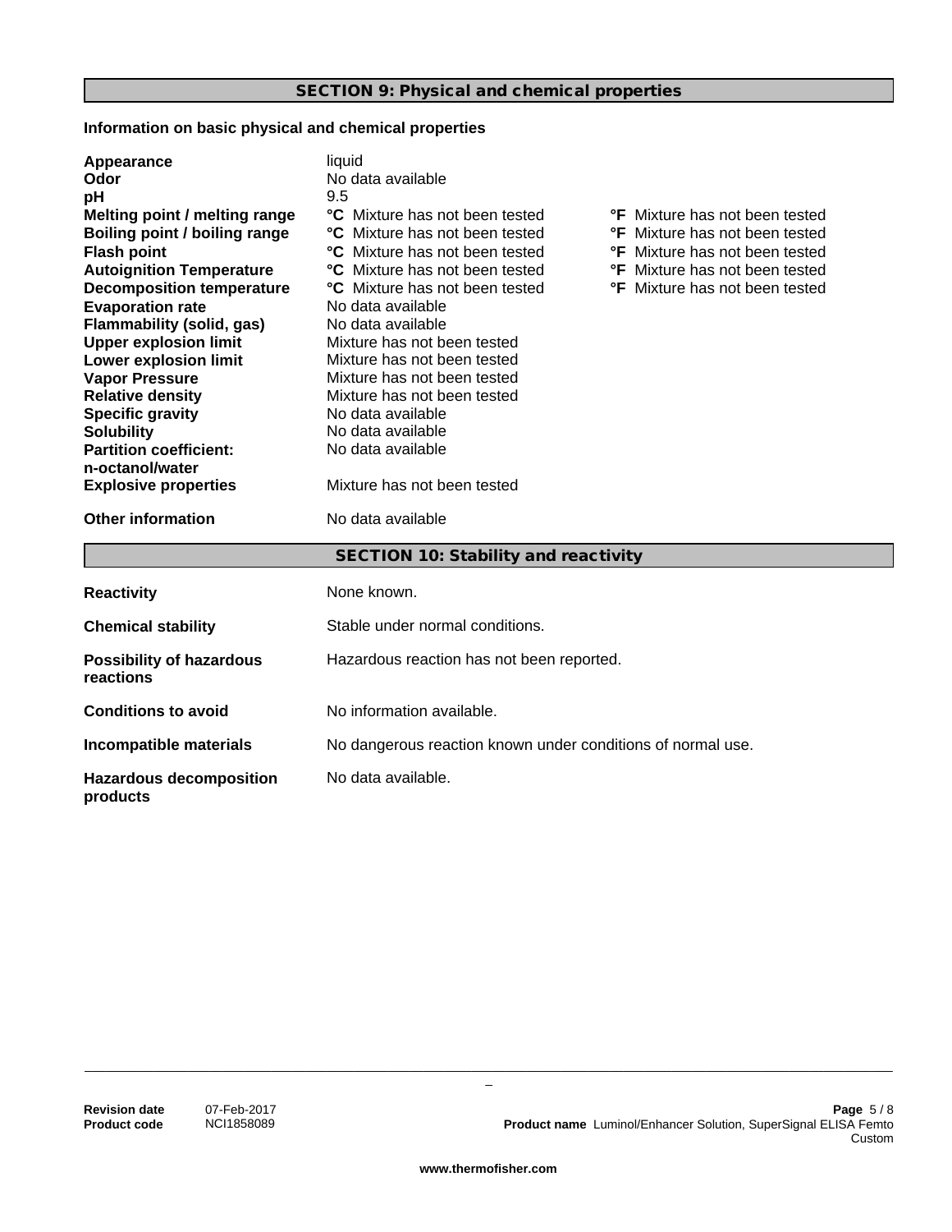## SECTION 9: Physical and chemical properties

### Information on basic physical and chemical properties

| Property | °C | °F |
|---|---|---|
| **Appearance** | liquid | |
| **Odor** | No data available | |
| **pH** | 9.5 | |
| **Melting point / melting range** | **°C** Mixture has not been tested | **°F** Mixture has not been tested |
| **Boiling point / boiling range** | **°C** Mixture has not been tested | **°F** Mixture has not been tested |
| **Flash point** | **°C** Mixture has not been tested | **°F** Mixture has not been tested |
| **Autoignition Temperature** | **°C** Mixture has not been tested | **°F** Mixture has not been tested |
| **Decomposition temperature** | **°C** Mixture has not been tested | **°F** Mixture has not been tested |
| **Evaporation rate** | No data available | |
| **Flammability (solid, gas)** | No data available | |
| **Upper explosion limit** | Mixture has not been tested | |
| **Lower explosion limit** | Mixture has not been tested | |
| **Vapor Pressure** | Mixture has not been tested | |
| **Relative density** | Mixture has not been tested | |
| **Specific gravity** | No data available | |
| **Solubility** | No data available | |
| **Partition coefficient: n-octanol/water** | No data available | |
| **Explosive properties** | Mixture has not been tested | |
| **Other information** | No data available | |

## SECTION 10: Stability and reactivity

**Reactivity** None known.

**Chemical stability** Stable under normal conditions.

**Possibility of hazardous reactions** Hazardous reaction has not been reported.

**Conditions to avoid** No information available.

**Incompatible materials** No dangerous reaction known under conditions of normal use.

**Hazardous decomposition products** No data available.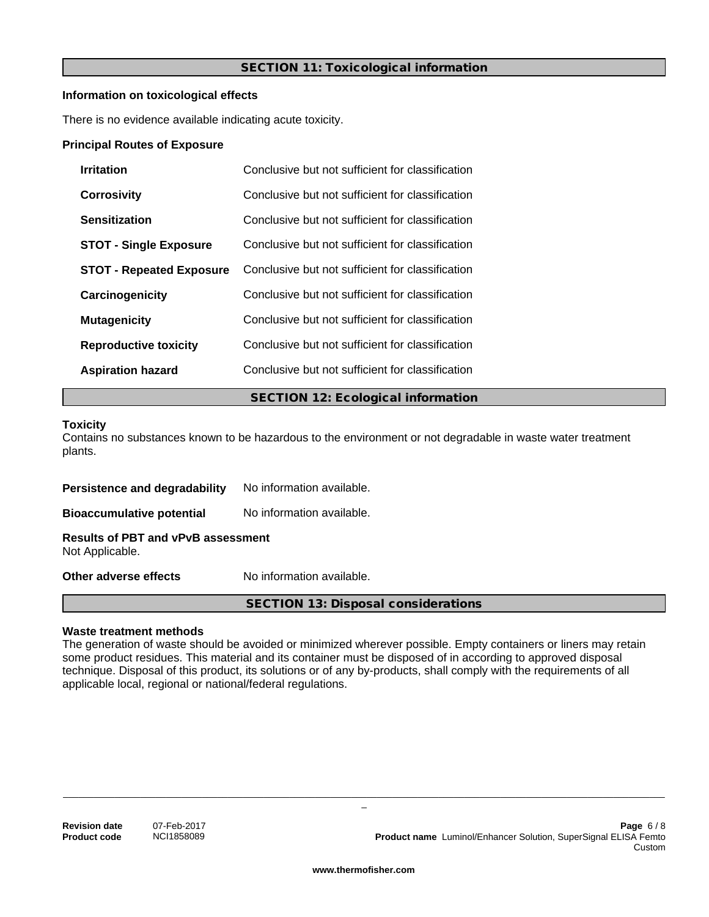## SECTION 11: Toxicological information

**Information on toxicological effects**

There is no evidence available indicating acute toxicity.

**Principal Routes of Exposure**

| | |
|---|---|
| **Irritation** | Conclusive but not sufficient for classification |
| **Corrosivity** | Conclusive but not sufficient for classification |
| **Sensitization** | Conclusive but not sufficient for classification |
| **STOT - Single Exposure** | Conclusive but not sufficient for classification |
| **STOT - Repeated Exposure** | Conclusive but not sufficient for classification |
| **Carcinogenicity** | Conclusive but not sufficient for classification |
| **Mutagenicity** | Conclusive but not sufficient for classification |
| **Reproductive toxicity** | Conclusive but not sufficient for classification |
| **Aspiration hazard** | Conclusive but not sufficient for classification |

## SECTION 12: Ecological information

**Toxicity**
Contains no substances known to be hazardous to the environment or not degradable in waste water treatment plants.

**Persistence and degradability** No information available.

**Bioaccumulative potential** No information available.

**Results of PBT and vPvB assessment**
Not Applicable.

**Other adverse effects** No information available.

## SECTION 13: Disposal considerations

**Waste treatment methods**
The generation of waste should be avoided or minimized wherever possible. Empty containers or liners may retain some product residues. This material and its container must be disposed of in according to approved disposal technique. Disposal of this product, its solutions or of any by-products, shall comply with the requirements of all applicable local, regional or national/federal regulations.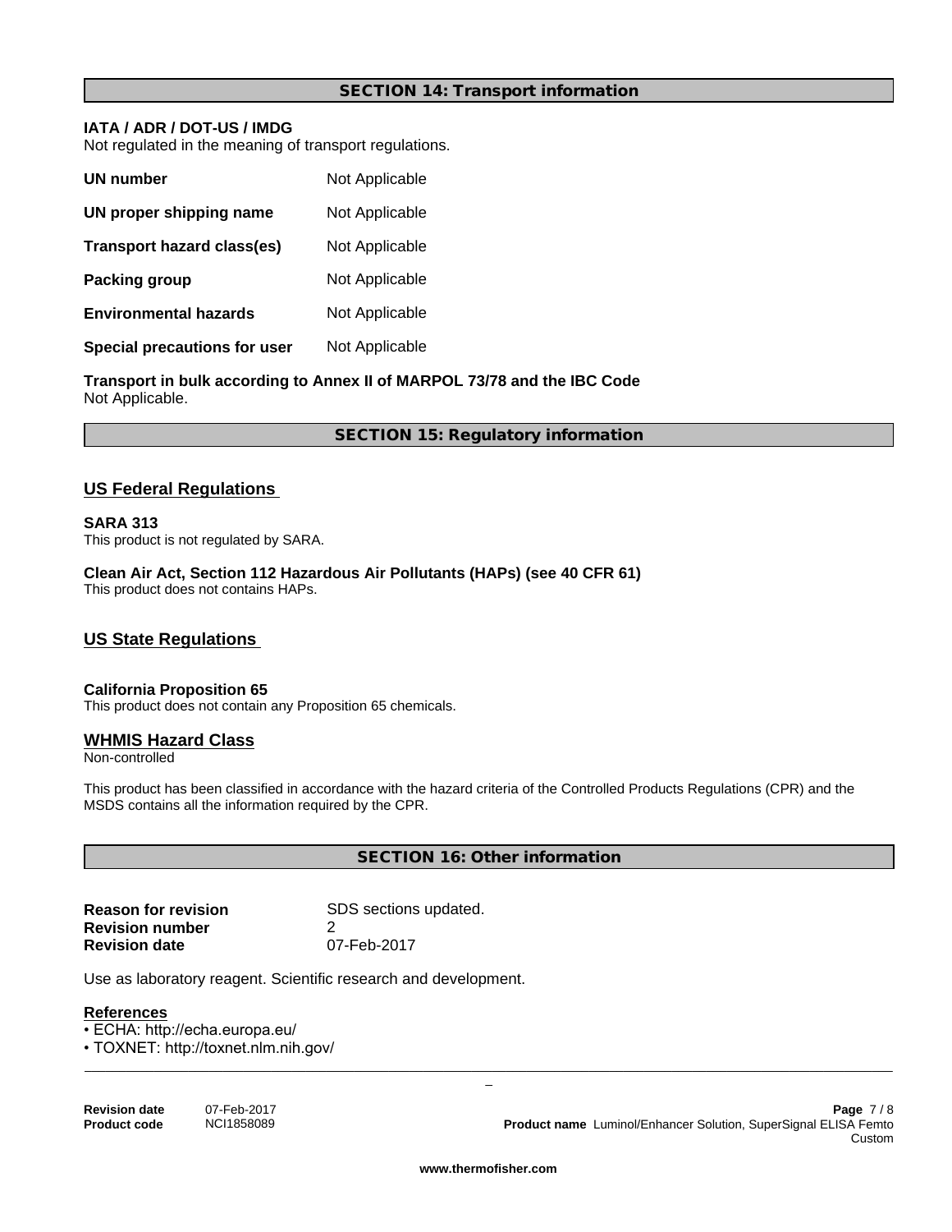## SECTION 14: Transport information

**IATA / ADR / DOT-US / IMDG**
Not regulated in the meaning of transport regulations.

| | |
|---|---|
| **UN number** | Not Applicable |
| **UN proper shipping name** | Not Applicable |
| **Transport hazard class(es)** | Not Applicable |
| **Packing group** | Not Applicable |
| **Environmental hazards** | Not Applicable |
| **Special precautions for user** | Not Applicable |

**Transport in bulk according to Annex II of MARPOL 73/78 and the IBC Code**
Not Applicable.

## SECTION 15: Regulatory information

### US Federal Regulations

**SARA 313**
This product is not regulated by SARA.

**Clean Air Act, Section 112 Hazardous Air Pollutants (HAPs) (see 40 CFR 61)**
This product does not contains HAPs.

### US State Regulations

**California Proposition 65**
This product does not contain any Proposition 65 chemicals.

### WHMIS Hazard Class

Non-controlled

This product has been classified in accordance with the hazard criteria of the Controlled Products Regulations (CPR) and the MSDS contains all the information required by the CPR.

## SECTION 16: Other information

| | |
|---|---|
| **Reason for revision** | SDS sections updated. |
| **Revision number** | 2 |
| **Revision date** | 07-Feb-2017 |

Use as laboratory reagent. Scientific research and development.

**References**

- ECHA: http://echa.europa.eu/
- TOXNET: http://toxnet.nlm.nih.gov/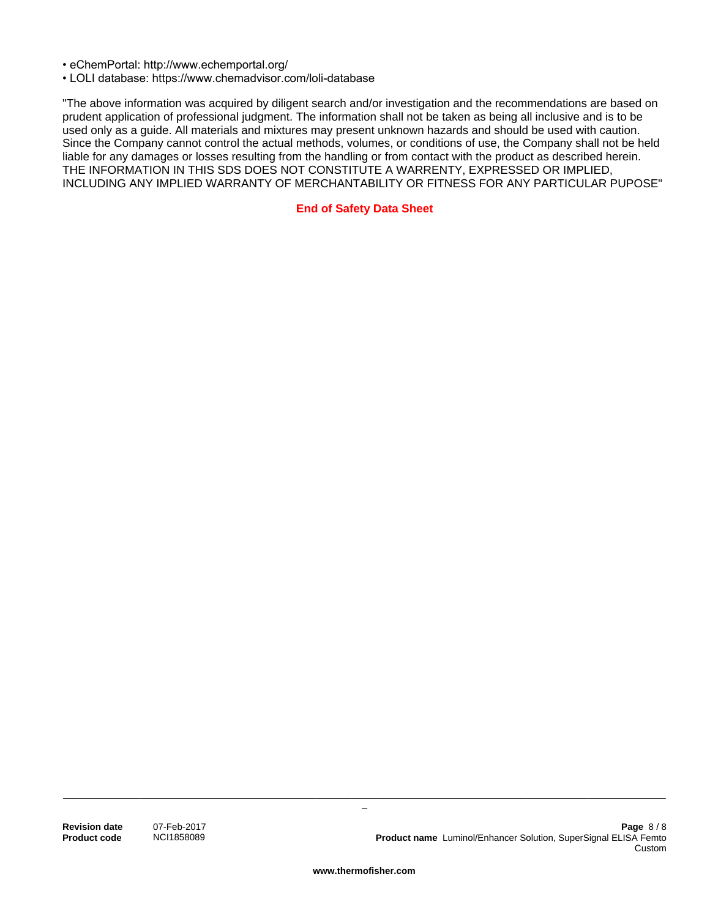- eChemPortal: http://www.echemportal.org/
- LOLI database: https://www.chemadvisor.com/loli-database

"The above information was acquired by diligent search and/or investigation and the recommendations are based on prudent application of professional judgment. The information shall not be taken as being all inclusive and is to be used only as a guide. All materials and mixtures may present unknown hazards and should be used with caution. Since the Company cannot control the actual methods, volumes, or conditions of use, the Company shall not be held liable for any damages or losses resulting from the handling or from contact with the product as described herein. THE INFORMATION IN THIS SDS DOES NOT CONSTITUTE A WARRENTY, EXPRESSED OR IMPLIED, INCLUDING ANY IMPLIED WARRANTY OF MERCHANTABILITY OR FITNESS FOR ANY PARTICULAR PUPOSE"

**End of Safety Data Sheet**